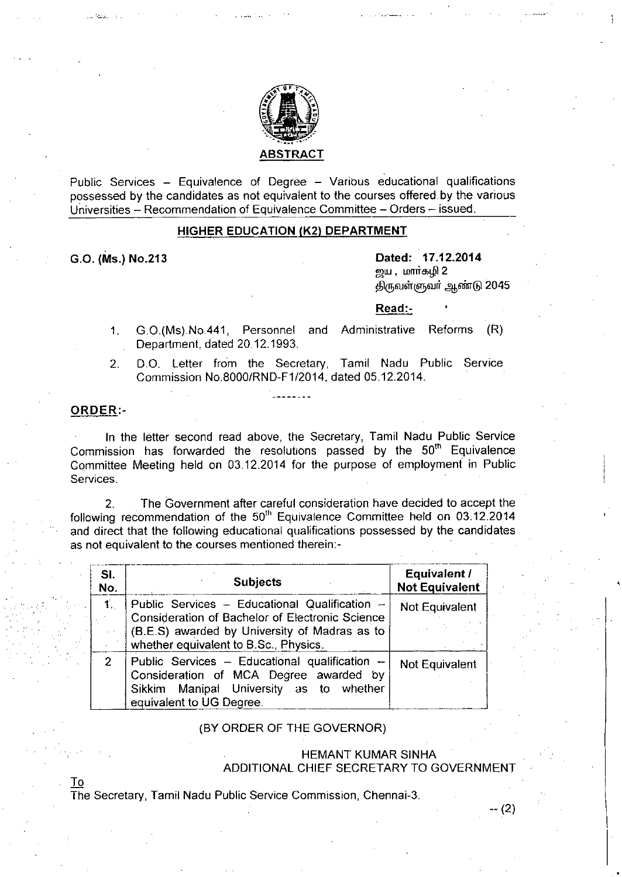# ABSTRACT

Public Services – Equivalence of Degree – Various educational qualifications possessed by the candidates as not equivalent to the courses offered by the various Universities – Recommendation of Equivalence Committee – Orders – issued.

## HIGHER EDUCATION (K2) DEPARTMENT

**G.O. (Ms.) No.213** **Dated: 17.12.2014**

ஜய , மார்கழி 2
திருவள்ளுவர் ஆண்டு 2045

**Read:-**

1. G.O.(Ms).No.441, Personnel and Administrative Reforms (R) Department, dated 20.12.1993.
2. D.O. Letter from the Secretary, Tamil Nadu Public Service Commission No.8000/RND-F1/2014, dated 05.12.2014.

--------

**ORDER:-**

In the letter second read above, the Secretary, Tamil Nadu Public Service Commission has forwarded the resolutions passed by the 50th Equivalence Committee Meeting held on 03.12.2014 for the purpose of employment in Public Services.

2. The Government after careful consideration have decided to accept the following recommendation of the 50th Equivalence Committee held on 03.12.2014 and direct that the following educational qualifications possessed by the candidates as not equivalent to the courses mentioned therein:-

| Sl. No. | Subjects | Equivalent / Not Equivalent |
|---|---|---|
| 1. | Public Services – Educational Qualification – Consideration of Bachelor of Electronic Science (B.E.S) awarded by University of Madras as to whether equivalent to B.Sc., Physics. | Not Equivalent |
| 2 | Public Services – Educational qualification – Consideration of MCA Degree awarded by Sikkim Manipal University as to whether equivalent to UG Degree. | Not Equivalent |

(BY ORDER OF THE GOVERNOR)

HEMANT KUMAR SINHA
ADDITIONAL CHIEF SECRETARY TO GOVERNMENT

To
The Secretary, Tamil Nadu Public Service Commission, Chennai-3.

-- (2)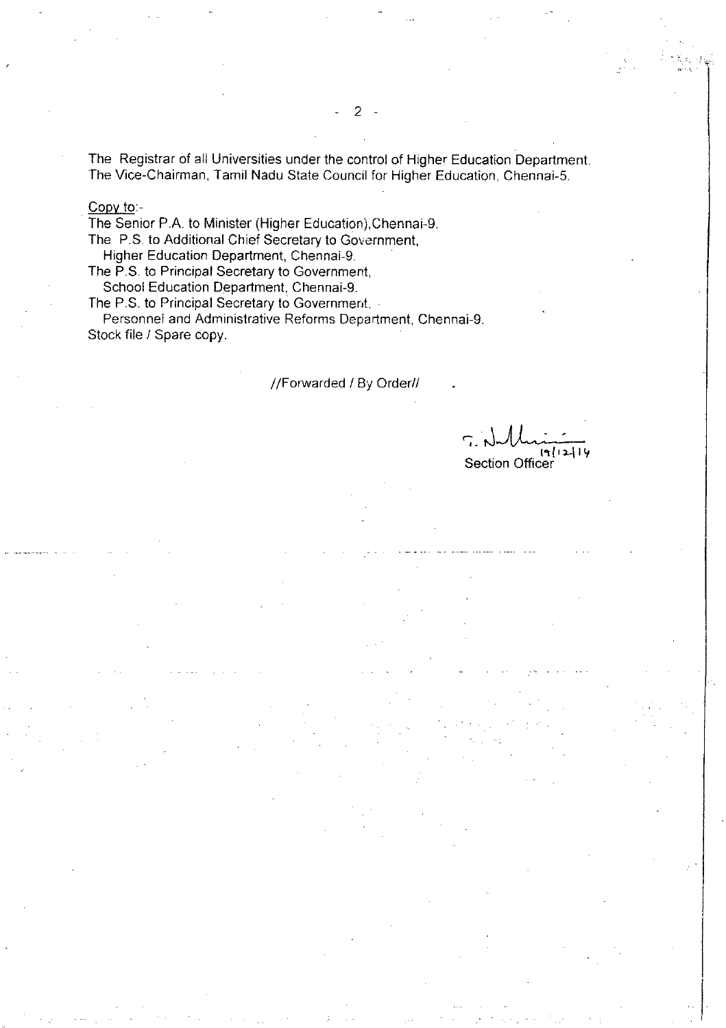The Registrar of all Universities under the control of Higher Education Department.
The Vice-Chairman, Tamil Nadu State Council for Higher Education, Chennai-5.

Copy to:-

The Senior P.A. to Minister (Higher Education), Chennai-9.
The P.S. to Additional Chief Secretary to Government,
Higher Education Department, Chennai-9.
The P.S. to Principal Secretary to Government,
School Education Department, Chennai-9.
The P.S. to Principal Secretary to Government,
Personnel and Administrative Reforms Department, Chennai-9.
Stock file / Spare copy.

//Forwarded / By Order//

19/12/14
Section Officer